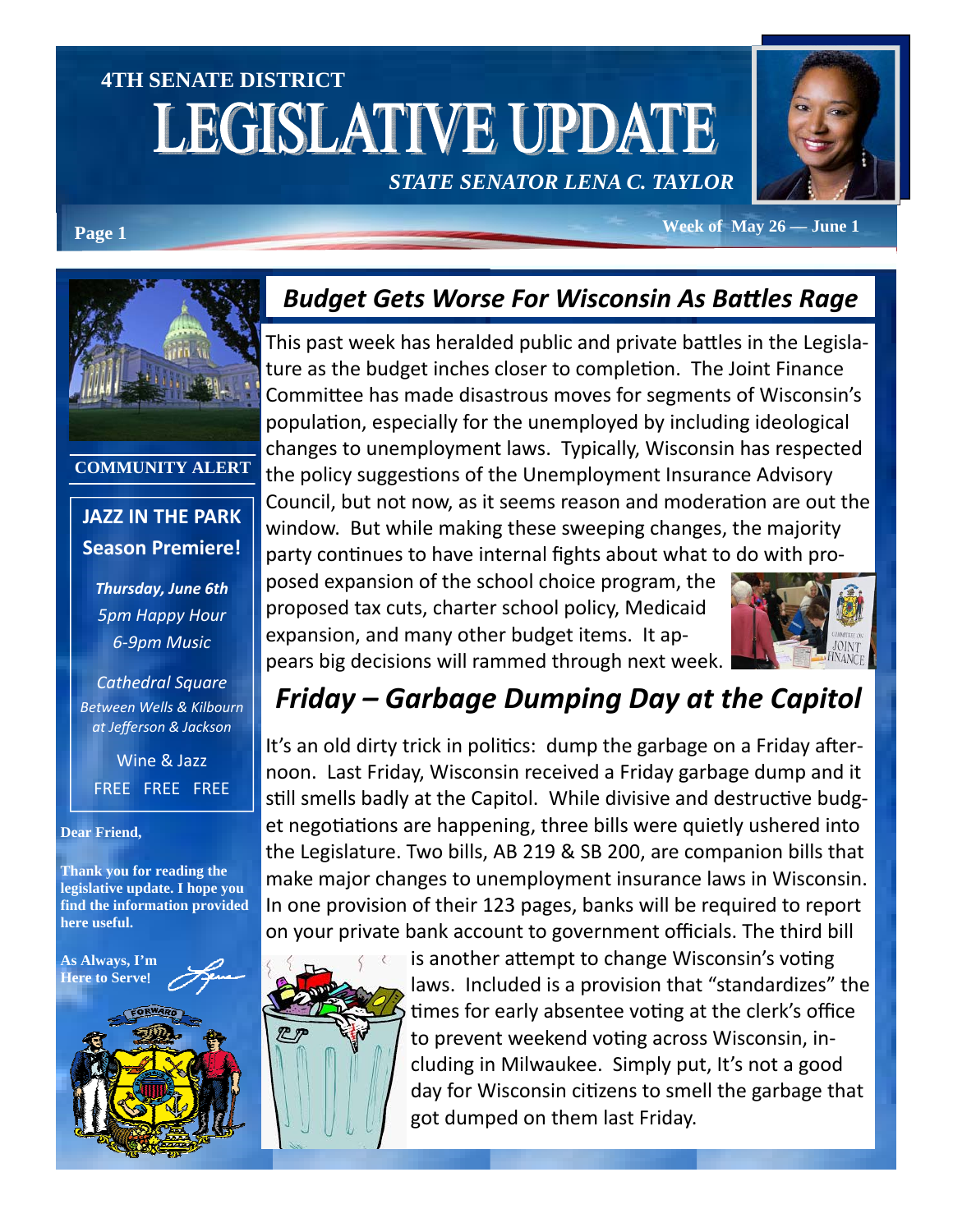# 4TH SENATE DISTRICT LEGISLATIVE UPDATE

*STATE SENATOR LENA C. TAYLOR*

Week of May 26 — June 1

**COMMUNITY ALERT**

**JAZZ IN THE PARK**
**Season Premiere!**

***Thursday, June 6th***
*5pm Happy Hour*
*6-9pm Music*

*Cathedral Square*
*Between Wells & Kilbourn at Jefferson & Jackson*

Wine & Jazz
FREE FREE FREE

**Dear Friend,**

**Thank you for reading the legislative update. I hope you find the information provided here useful.**

**As Always, I'm Here to Serve!**

## *Budget Gets Worse For Wisconsin As Battles Rage*

This past week has heralded public and private battles in the Legislature as the budget inches closer to completion. The Joint Finance Committee has made disastrous moves for segments of Wisconsin's population, especially for the unemployed by including ideological changes to unemployment laws. Typically, Wisconsin has respected the policy suggestions of the Unemployment Insurance Advisory Council, but not now, as it seems reason and moderation are out the window. But while making these sweeping changes, the majority party continues to have internal fights about what to do with proposed expansion of the school choice program, the proposed tax cuts, charter school policy, Medicaid expansion, and many other budget items. It appears big decisions will rammed through next week.

## *Friday – Garbage Dumping Day at the Capitol*

It's an old dirty trick in politics: dump the garbage on a Friday afternoon. Last Friday, Wisconsin received a Friday garbage dump and it still smells badly at the Capitol. While divisive and destructive budget negotiations are happening, three bills were quietly ushered into the Legislature. Two bills, AB 219 & SB 200, are companion bills that make major changes to unemployment insurance laws in Wisconsin. In one provision of their 123 pages, banks will be required to report on your private bank account to government officials. The third bill is another attempt to change Wisconsin's voting laws. Included is a provision that "standardizes" the times for early absentee voting at the clerk's office to prevent weekend voting across Wisconsin, including in Milwaukee. Simply put, It's not a good day for Wisconsin citizens to smell the garbage that got dumped on them last Friday.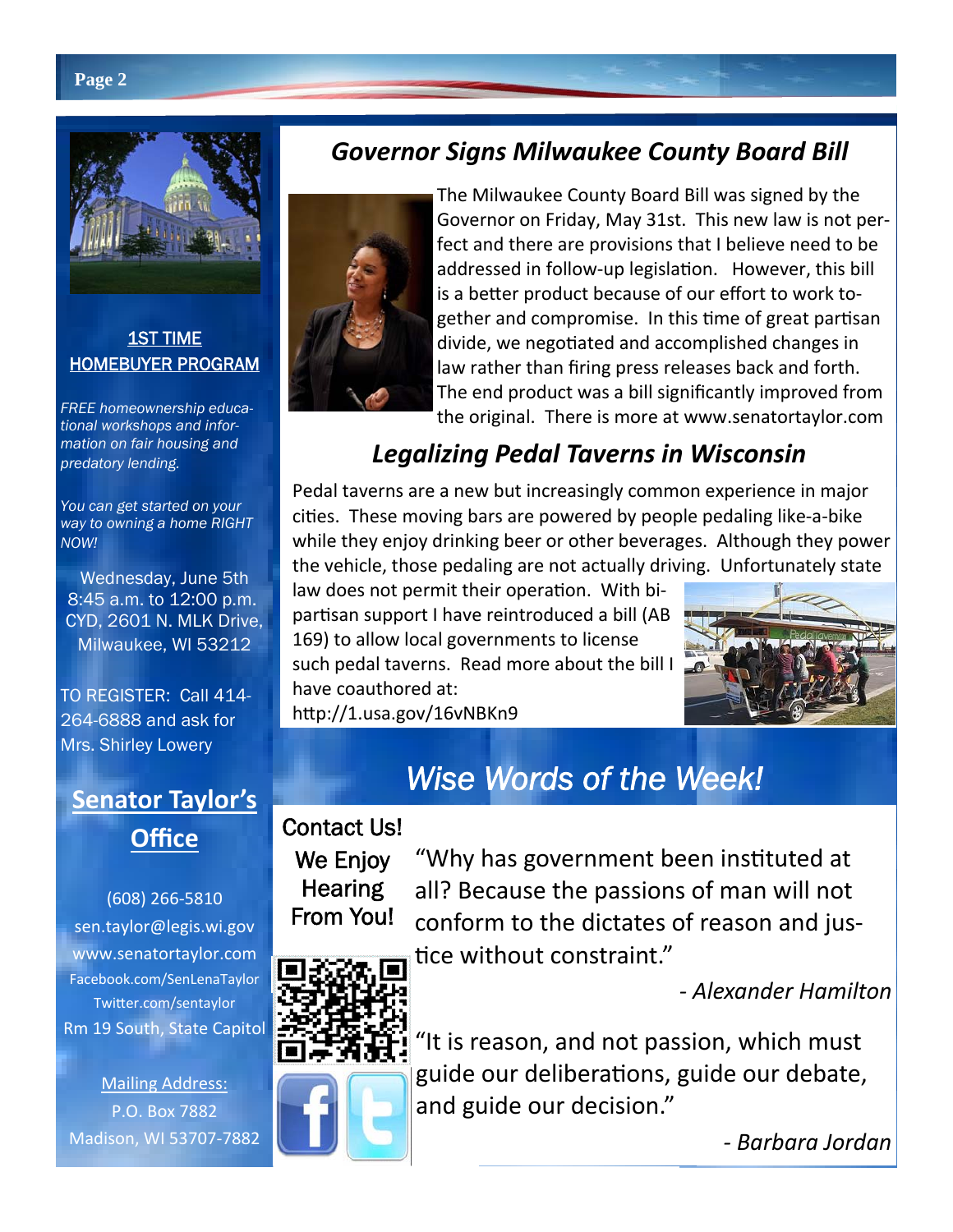## 1ST TIME HOMEBUYER PROGRAM

*FREE homeownership educational workshops and information on fair housing and predatory lending.*

*You can get started on your way to owning a home RIGHT NOW!*

Wednesday, June 5th
8:45 a.m. to 12:00 p.m.
CYD, 2601 N. MLK Drive,
Milwaukee, WI 53212

TO REGISTER: Call 414-264-6888 and ask for Mrs. Shirley Lowery

## Senator Taylor's Office

(608) 266-5810
sen.taylor@legis.wi.gov
www.senatortaylor.com
Facebook.com/SenLenaTaylor
Twitter.com/sentaylor
Rm 19 South, State Capitol

Mailing Address:
P.O. Box 7882
Madison, WI 53707-7882

## *Governor Signs Milwaukee County Board Bill*

The Milwaukee County Board Bill was signed by the Governor on Friday, May 31st. This new law is not perfect and there are provisions that I believe need to be addressed in follow-up legislation. However, this bill is a better product because of our effort to work together and compromise. In this time of great partisan divide, we negotiated and accomplished changes in law rather than firing press releases back and forth. The end product was a bill significantly improved from the original. There is more at www.senatortaylor.com

## *Legalizing Pedal Taverns in Wisconsin*

Pedal taverns are a new but increasingly common experience in major cities. These moving bars are powered by people pedaling like-a-bike while they enjoy drinking beer or other beverages. Although they power the vehicle, those pedaling are not actually driving. Unfortunately state law does not permit their operation. With bipartisan support I have reintroduced a bill (AB 169) to allow local governments to license such pedal taverns. Read more about the bill I have coauthored at: http://1.usa.gov/16vNBKn9

## *Wise Words of the Week!*

Contact Us!
We Enjoy Hearing From You!

"Why has government been instituted at all? Because the passions of man will not conform to the dictates of reason and justice without constraint."

*- Alexander Hamilton*

"It is reason, and not passion, which must guide our deliberations, guide our debate, and guide our decision."

*- Barbara Jordan*